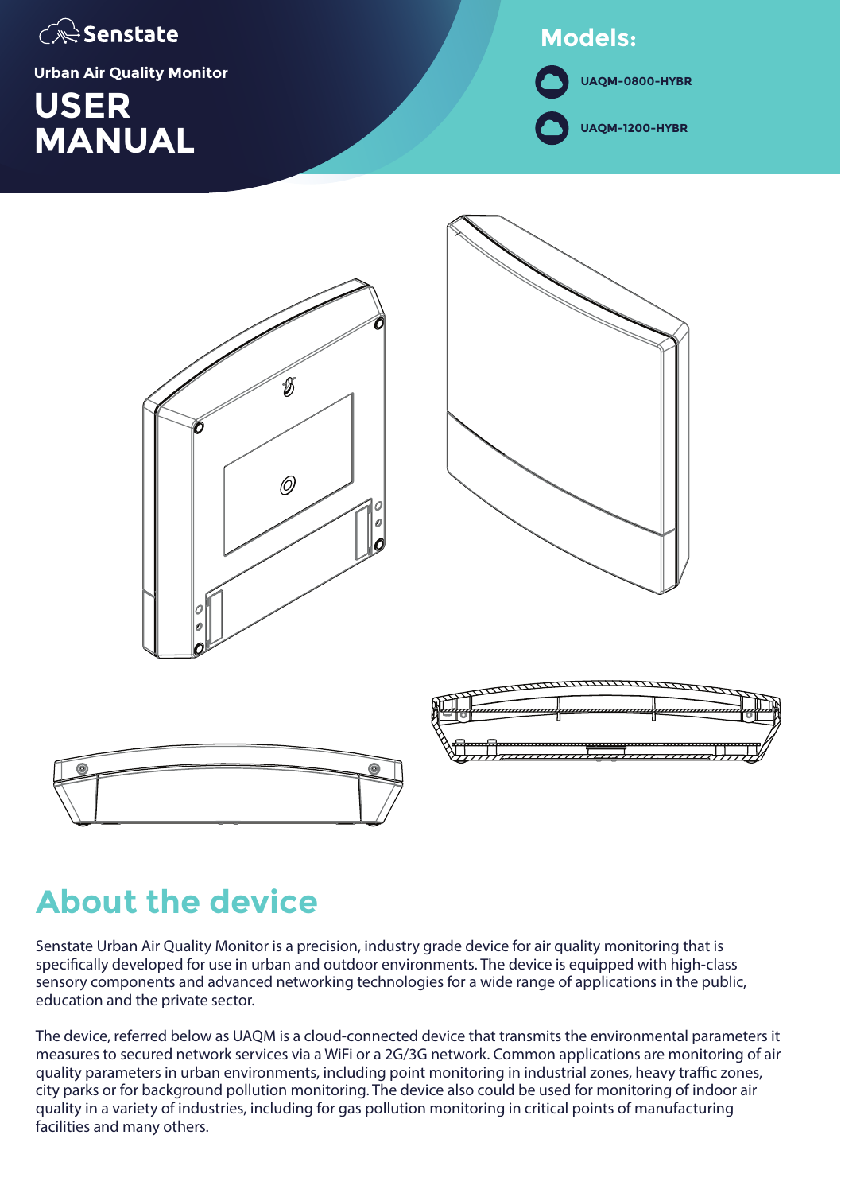Senstate

Urban Air Quality Monitor

# USER MANUAL

## Models:

- UAQM-0800-HYBR
- UAQM-1200-HYBR

## About the device

Senstate Urban Air Quality Monitor is a precision, industry grade device for air quality monitoring that is specifically developed for use in urban and outdoor environments. The device is equipped with high-class sensory components and advanced networking technologies for a wide range of applications in the public, education and the private sector.

The device, referred below as UAQM is a cloud-connected device that transmits the environmental parameters it measures to secured network services via a WiFi or a 2G/3G network. Common applications are monitoring of air quality parameters in urban environments, including point monitoring in industrial zones, heavy traffic zones, city parks or for background pollution monitoring. The device also could be used for monitoring of indoor air quality in a variety of industries, including for gas pollution monitoring in critical points of manufacturing facilities and many others.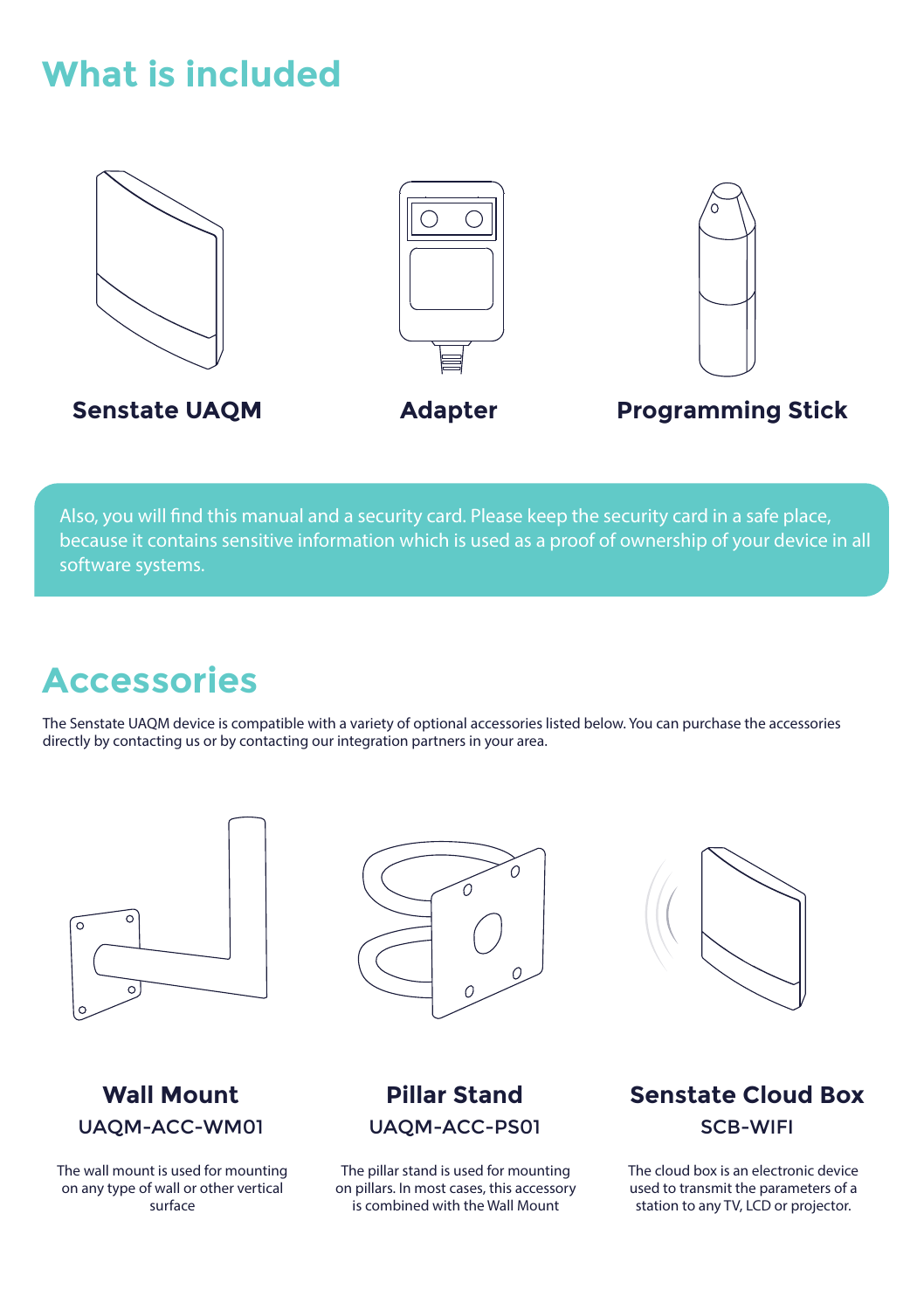# What is included

**Senstate UAQM**

**Adapter**

**Programming Stick**

Also, you will find this manual and a security card. Please keep the security card in a safe place, because it contains sensitive information which is used as a proof of ownership of your device in all software systems.

# Accessories

The Senstate UAQM device is compatible with a variety of optional accessories listed below. You can purchase the accessories directly by contacting us or by contacting our integration partners in your area.

### Wall Mount

UAQM-ACC-WM01

The wall mount is used for mounting on any type of wall or other vertical surface

### Pillar Stand

UAQM-ACC-PS01

The pillar stand is used for mounting on pillars. In most cases, this accessory is combined with the Wall Mount

### Senstate Cloud Box

SCB-WIFI

The cloud box is an electronic device used to transmit the parameters of a station to any TV, LCD or projector.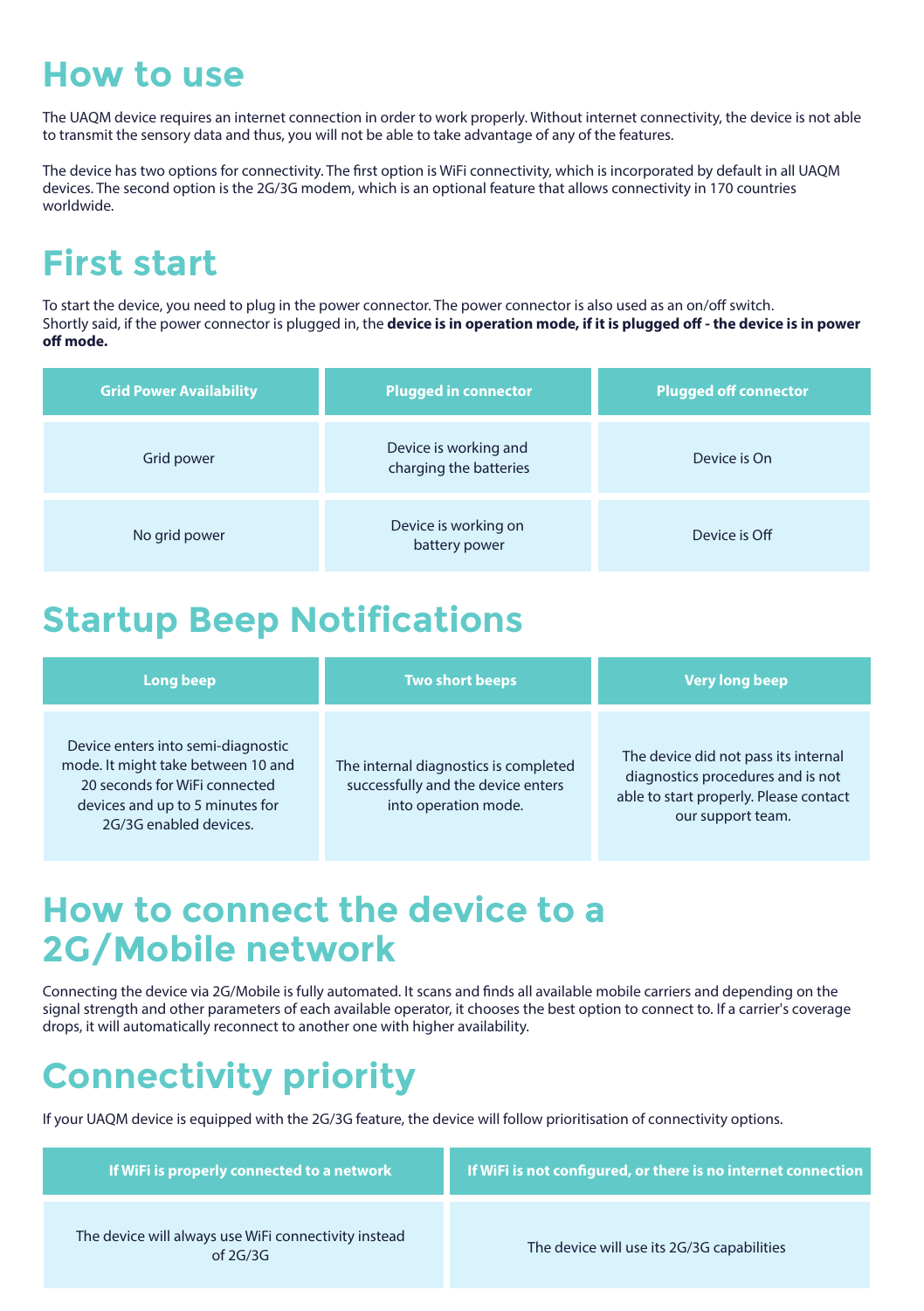# How to use

The UAQM device requires an internet connection in order to work properly. Without internet connectivity, the device is not able to transmit the sensory data and thus, you will not be able to take advantage of any of the features.

The device has two options for connectivity. The first option is WiFi connectivity, which is incorporated by default in all UAQM devices. The second option is the 2G/3G modem, which is an optional feature that allows connectivity in 170 countries worldwide.

# First start

To start the device, you need to plug in the power connector. The power connector is also used as an on/off switch. Shortly said, if the power connector is plugged in, the **device is in operation mode, if it is plugged off - the device is in power off mode.**

| Grid Power Availability | Plugged in connector | Plugged off connector |
| --- | --- | --- |
| Grid power | Device is working and charging the batteries | Device is On |
| No grid power | Device is working on battery power | Device is Off |

# Startup Beep Notifications

| Long beep | Two short beeps | Very long beep |
| --- | --- | --- |
| Device enters into semi-diagnostic mode. It might take between 10 and 20 seconds for WiFi connected devices and up to 5 minutes for 2G/3G enabled devices. | The internal diagnostics is completed successfully and the device enters into operation mode. | The device did not pass its internal diagnostics procedures and is not able to start properly. Please contact our support team. |

# How to connect the device to a 2G/Mobile network

Connecting the device via 2G/Mobile is fully automated. It scans and finds all available mobile carriers and depending on the signal strength and other parameters of each available operator, it chooses the best option to connect to. If a carrier's coverage drops, it will automatically reconnect to another one with higher availability.

# Connectivity priority

If your UAQM device is equipped with the 2G/3G feature, the device will follow prioritisation of connectivity options.

| If WiFi is properly connected to a network | If WiFi is not configured, or there is no internet connection |
| --- | --- |
| The device will always use WiFi connectivity instead of 2G/3G | The device will use its 2G/3G capabilities |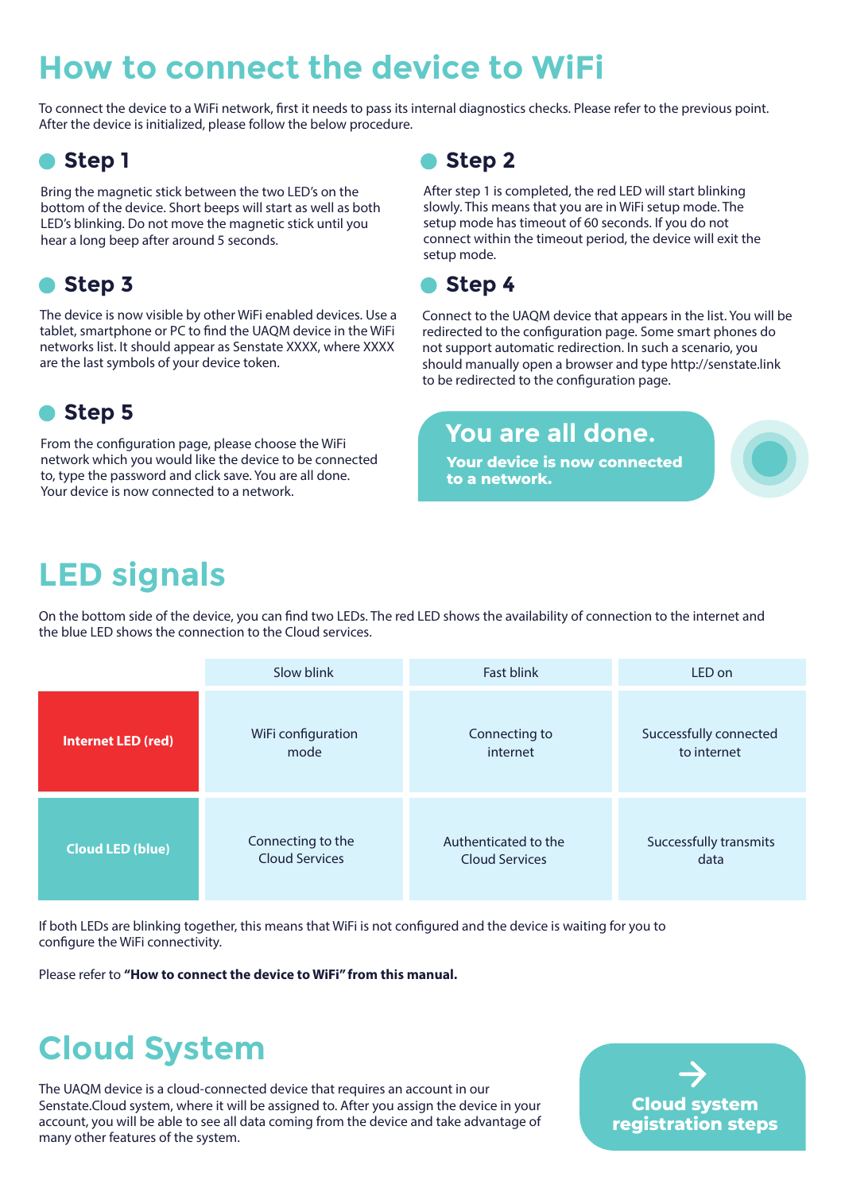# How to connect the device to WiFi

To connect the device to a WiFi network, first it needs to pass its internal diagnostics checks. Please refer to the previous point. After the device is initialized, please follow the below procedure.

### Step 1

Bring the magnetic stick between the two LED's on the bottom of the device. Short beeps will start as well as both LED's blinking. Do not move the magnetic stick until you hear a long beep after around 5 seconds.

### Step 2

After step 1 is completed, the red LED will start blinking slowly. This means that you are in WiFi setup mode. The setup mode has timeout of 60 seconds. If you do not connect within the timeout period, the device will exit the setup mode.

### Step 3

The device is now visible by other WiFi enabled devices. Use a tablet, smartphone or PC to find the UAQM device in the WiFi networks list. It should appear as Senstate XXXX, where XXXX are the last symbols of your device token.

### Step 4

Connect to the UAQM device that appears in the list. You will be redirected to the configuration page. Some smart phones do not support automatic redirection. In such a scenario, you should manually open a browser and type http://senstate.link to be redirected to the configuration page.

### Step 5

From the configuration page, please choose the WiFi network which you would like the device to be connected to, type the password and click save. You are all done. Your device is now connected to a network.

**You are all done.**

**Your device is now connected to a network.**

# LED signals

On the bottom side of the device, you can find two LEDs. The red LED shows the availability of connection to the internet and the blue LED shows the connection to the Cloud services.

| | Slow blink | Fast blink | LED on |
|---|---|---|---|
| **Internet LED (red)** | WiFi configuration mode | Connecting to internet | Successfully connected to internet |
| **Cloud LED (blue)** | Connecting to the Cloud Services | Authenticated to the Cloud Services | Successfully transmits data |

If both LEDs are blinking together, this means that WiFi is not configured and the device is waiting for you to configure the WiFi connectivity.

Please refer to **"How to connect the device to WiFi" from this manual.**

# Cloud System

The UAQM device is a cloud-connected device that requires an account in our Senstate.Cloud system, where it will be assigned to. After you assign the device in your account, you will be able to see all data coming from the device and take advantage of many other features of the system.

**→ Cloud system registration steps**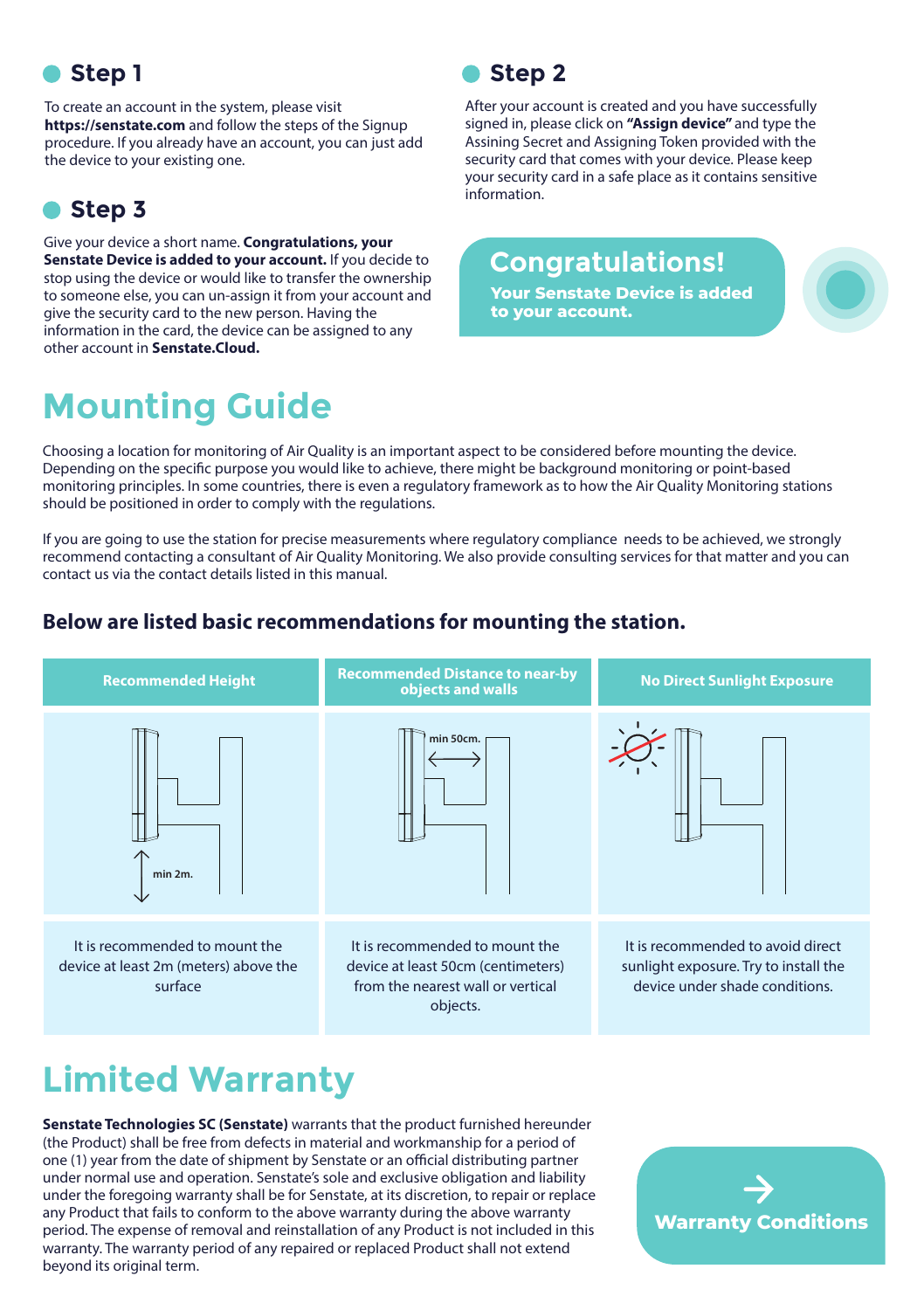## Step 1

To create an account in the system, please visit **https://senstate.com** and follow the steps of the Signup procedure. If you already have an account, you can just add the device to your existing one.

## Step 2

After your account is created and you have successfully signed in, please click on **"Assign device"** and type the Assining Secret and Assigning Token provided with the security card that comes with your device. Please keep your security card in a safe place as it contains sensitive information.

## Step 3

Give your device a short name. **Congratulations, your Senstate Device is added to your account.** If you decide to stop using the device or would like to transfer the ownership to someone else, you can un-assign it from your account and give the security card to the new person. Having the information in the card, the device can be assigned to any other account in **Senstate.Cloud.**

**Congratulations!**

**Your Senstate Device is added to your account.**

# Mounting Guide

Choosing a location for monitoring of Air Quality is an important aspect to be considered before mounting the device. Depending on the specific purpose you would like to achieve, there might be background monitoring or point-based monitoring principles. In some countries, there is even a regulatory framework as to how the Air Quality Monitoring stations should be positioned in order to comply with the regulations.

If you are going to use the station for precise measurements where regulatory compliance needs to be achieved, we strongly recommend contacting a consultant of Air Quality Monitoring. We also provide consulting services for that matter and you can contact us via the contact details listed in this manual.

### Below are listed basic recommendations for mounting the station.

| Recommended Height | Recommended Distance to near-by objects and walls | No Direct Sunlight Exposure |
|---|---|---|
| min 2m. | min 50cm. | |
| It is recommended to mount the device at least 2m (meters) above the surface | It is recommended to mount the device at least 50cm (centimeters) from the nearest wall or vertical objects. | It is recommended to avoid direct sunlight exposure. Try to install the device under shade conditions. |

# Limited Warranty

**Senstate Technologies SC (Senstate)** warrants that the product furnished hereunder (the Product) shall be free from defects in material and workmanship for a period of one (1) year from the date of shipment by Senstate or an official distributing partner under normal use and operation. Senstate's sole and exclusive obligation and liability under the foregoing warranty shall be for Senstate, at its discretion, to repair or replace any Product that fails to conform to the above warranty during the above warranty period. The expense of removal and reinstallation of any Product is not included in this warranty. The warranty period of any repaired or replaced Product shall not extend beyond its original term.

**Warranty Conditions**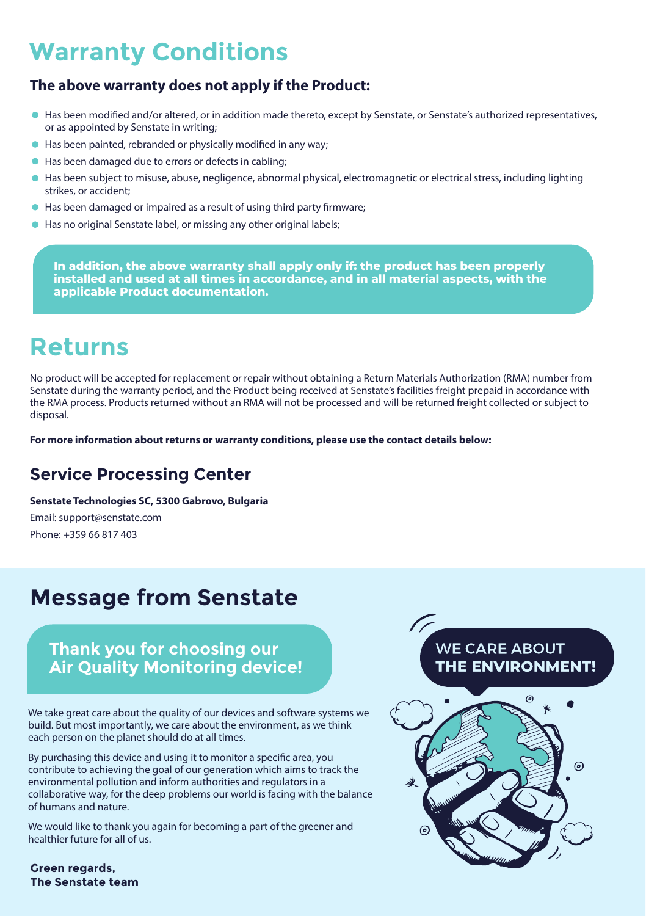# Warranty Conditions

**The above warranty does not apply if the Product:**

- Has been modified and/or altered, or in addition made thereto, except by Senstate, or Senstate's authorized representatives, or as appointed by Senstate in writing;
- Has been painted, rebranded or physically modified in any way;
- Has been damaged due to errors or defects in cabling;
- Has been subject to misuse, abuse, negligence, abnormal physical, electromagnetic or electrical stress, including lighting strikes, or accident;
- Has been damaged or impaired as a result of using third party firmware;
- Has no original Senstate label, or missing any other original labels;

**In addition, the above warranty shall apply only if: the product has been properly installed and used at all times in accordance, and in all material aspects, with the applicable Product documentation.**

# Returns

No product will be accepted for replacement or repair without obtaining a Return Materials Authorization (RMA) number from Senstate during the warranty period, and the Product being received at Senstate's facilities freight prepaid in accordance with the RMA process. Products returned without an RMA will not be processed and will be returned freight collected or subject to disposal.

**For more information about returns or warranty conditions, please use the contact details below:**

## Service Processing Center

**Senstate Technologies SC, 5300 Gabrovo, Bulgaria**

Email: support@senstate.com

Phone: +359 66 817 403

# Message from Senstate

## Thank you for choosing our Air Quality Monitoring device!

We take great care about the quality of our devices and software systems we build. But most importantly, we care about the environment, as we think each person on the planet should do at all times.

By purchasing this device and using it to monitor a specific area, you contribute to achieving the goal of our generation which aims to track the environmental pollution and inform authorities and regulators in a collaborative way, for the deep problems our world is facing with the balance of humans and nature.

We would like to thank you again for becoming a part of the greener and healthier future for all of us.

**Green regards,**
**The Senstate team**

WE CARE ABOUT **THE ENVIRONMENT!**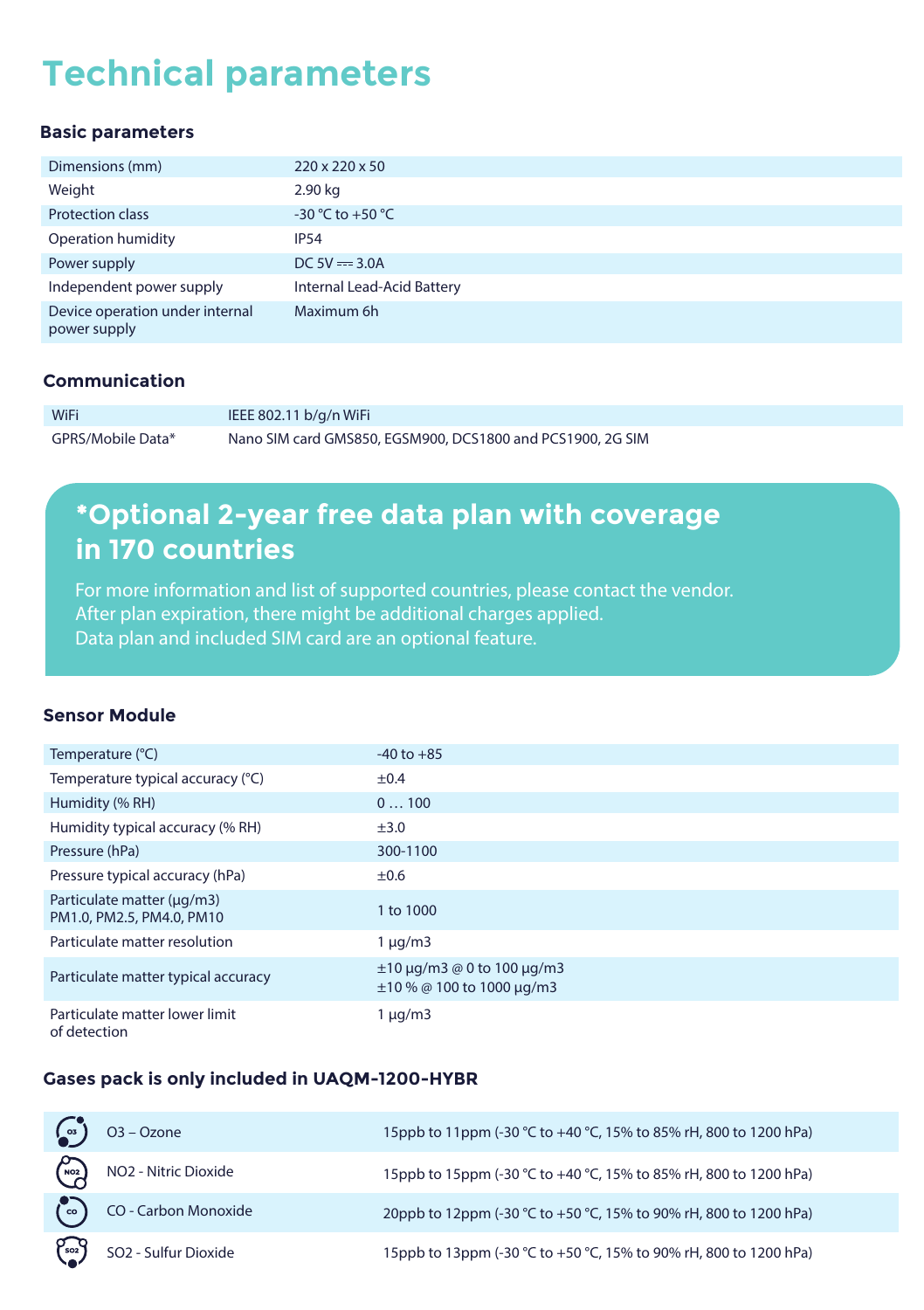# Technical parameters

### Basic parameters

| | |
|---|---|
| Dimensions (mm) | 220 x 220 x 50 |
| Weight | 2.90 kg |
| Protection class | -30 °C to +50 °C |
| Operation humidity | IP54 |
| Power supply | DC 5V ⎓ 3.0A |
| Independent power supply | Internal Lead-Acid Battery |
| Device operation under internal power supply | Maximum 6h |

### Communication

| | |
|---|---|
| WiFi | IEEE 802.11 b/g/n WiFi |
| GPRS/Mobile Data* | Nano SIM card GMS850, EGSM900, DCS1800 and PCS1900, 2G SIM |

## *Optional 2-year free data plan with coverage in 170 countries

For more information and list of supported countries, please contact the vendor.
After plan expiration, there might be additional charges applied.
Data plan and included SIM card are an optional feature.

### Sensor Module

| | |
|---|---|
| Temperature (°C) | -40 to +85 |
| Temperature typical accuracy (°C) | ±0.4 |
| Humidity (% RH) | 0 … 100 |
| Humidity typical accuracy (% RH) | ±3.0 |
| Pressure (hPa) | 300-1100 |
| Pressure typical accuracy (hPa) | ±0.6 |
| Particulate matter (µg/m3) PM1.0, PM2.5, PM4.0, PM10 | 1 to 1000 |
| Particulate matter resolution | 1 µg/m3 |
| Particulate matter typical accuracy | ±10 µg/m3 @ 0 to 100 µg/m3<br>±10 % @ 100 to 1000 µg/m3 |
| Particulate matter lower limit of detection | 1 µg/m3 |

### Gases pack is only included in UAQM-1200-HYBR

| | |
|---|---|
| O3 – Ozone | 15ppb to 11ppm (-30 °C to +40 °C, 15% to 85% rH, 800 to 1200 hPa) |
| NO2 - Nitric Dioxide | 15ppb to 15ppm (-30 °C to +40 °C, 15% to 85% rH, 800 to 1200 hPa) |
| CO - Carbon Monoxide | 20ppb to 12ppm (-30 °C to +50 °C, 15% to 90% rH, 800 to 1200 hPa) |
| SO2 - Sulfur Dioxide | 15ppb to 13ppm (-30 °C to +50 °C, 15% to 90% rH, 800 to 1200 hPa) |